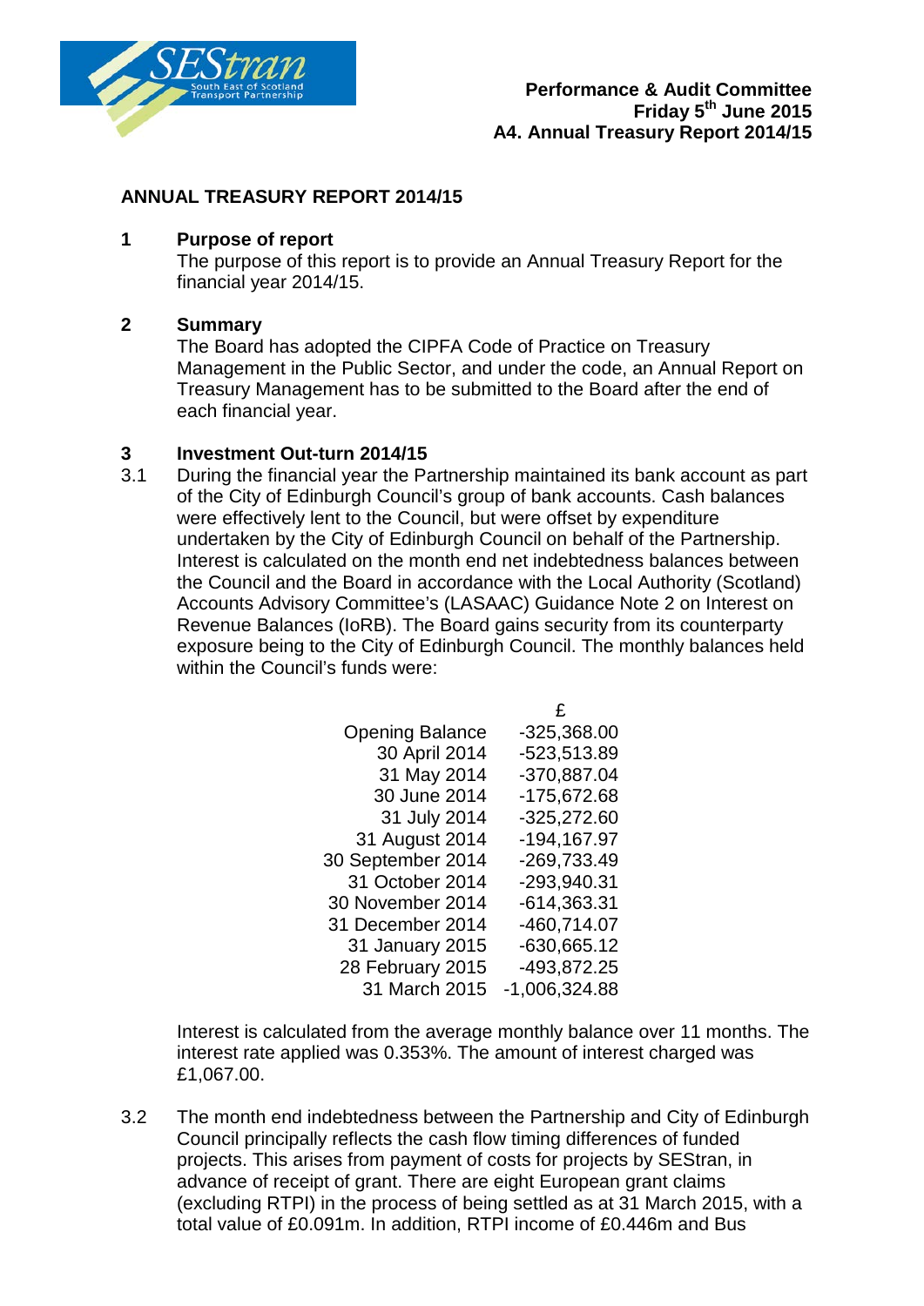**Performance & Audit Committee**
**Friday 5th June 2015**
**A4. Annual Treasury Report 2014/15**

# ANNUAL TREASURY REPORT 2014/15

## 1 Purpose of report

The purpose of this report is to provide an Annual Treasury Report for the financial year 2014/15.

## 2 Summary

The Board has adopted the CIPFA Code of Practice on Treasury Management in the Public Sector, and under the code, an Annual Report on Treasury Management has to be submitted to the Board after the end of each financial year.

## 3 Investment Out-turn 2014/15

3.1 During the financial year the Partnership maintained its bank account as part of the City of Edinburgh Council's group of bank accounts. Cash balances were effectively lent to the Council, but were offset by expenditure undertaken by the City of Edinburgh Council on behalf of the Partnership. Interest is calculated on the month end net indebtedness balances between the Council and the Board in accordance with the Local Authority (Scotland) Accounts Advisory Committee's (LASAAC) Guidance Note 2 on Interest on Revenue Balances (IoRB). The Board gains security from its counterparty exposure being to the City of Edinburgh Council. The monthly balances held within the Council's funds were:

| | £ |
|---|---|
| Opening Balance | -325,368.00 |
| 30 April 2014 | -523,513.89 |
| 31 May 2014 | -370,887.04 |
| 30 June 2014 | -175,672.68 |
| 31 July 2014 | -325,272.60 |
| 31 August 2014 | -194,167.97 |
| 30 September 2014 | -269,733.49 |
| 31 October 2014 | -293,940.31 |
| 30 November 2014 | -614,363.31 |
| 31 December 2014 | -460,714.07 |
| 31 January 2015 | -630,665.12 |
| 28 February 2015 | -493,872.25 |
| 31 March 2015 | -1,006,324.88 |

Interest is calculated from the average monthly balance over 11 months. The interest rate applied was 0.353%. The amount of interest charged was £1,067.00.

3.2 The month end indebtedness between the Partnership and City of Edinburgh Council principally reflects the cash flow timing differences of funded projects. This arises from payment of costs for projects by SEStran, in advance of receipt of grant. There are eight European grant claims (excluding RTPI) in the process of being settled as at 31 March 2015, with a total value of £0.091m. In addition, RTPI income of £0.446m and Bus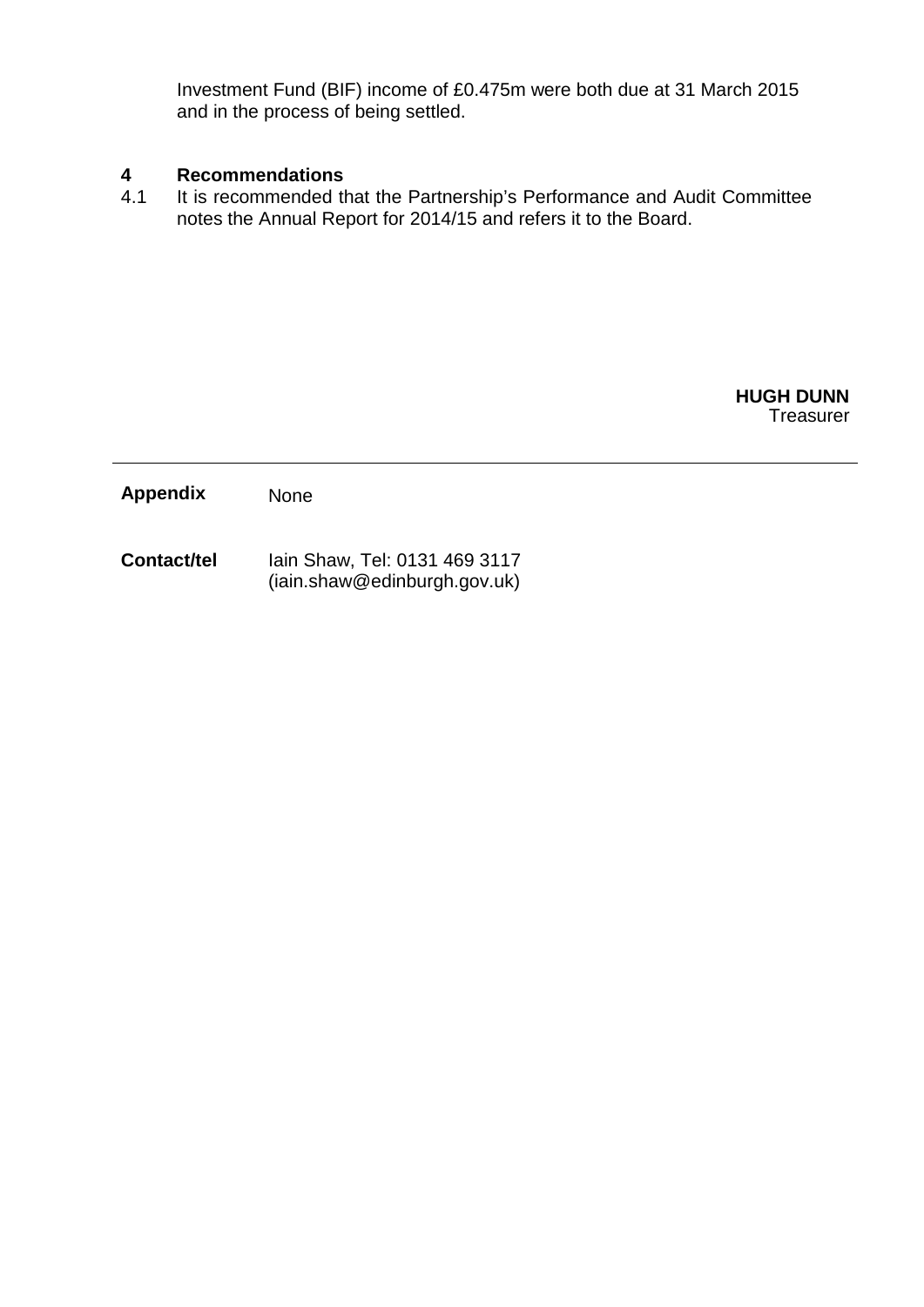Investment Fund (BIF) income of £0.475m were both due at 31 March 2015 and in the process of being settled.

## 4 Recommendations

4.1 It is recommended that the Partnership's Performance and Audit Committee notes the Annual Report for 2014/15 and refers it to the Board.

**HUGH DUNN**
Treasurer

---

**Appendix** None

**Contact/tel** Iain Shaw, Tel: 0131 469 3117
(iain.shaw@edinburgh.gov.uk)